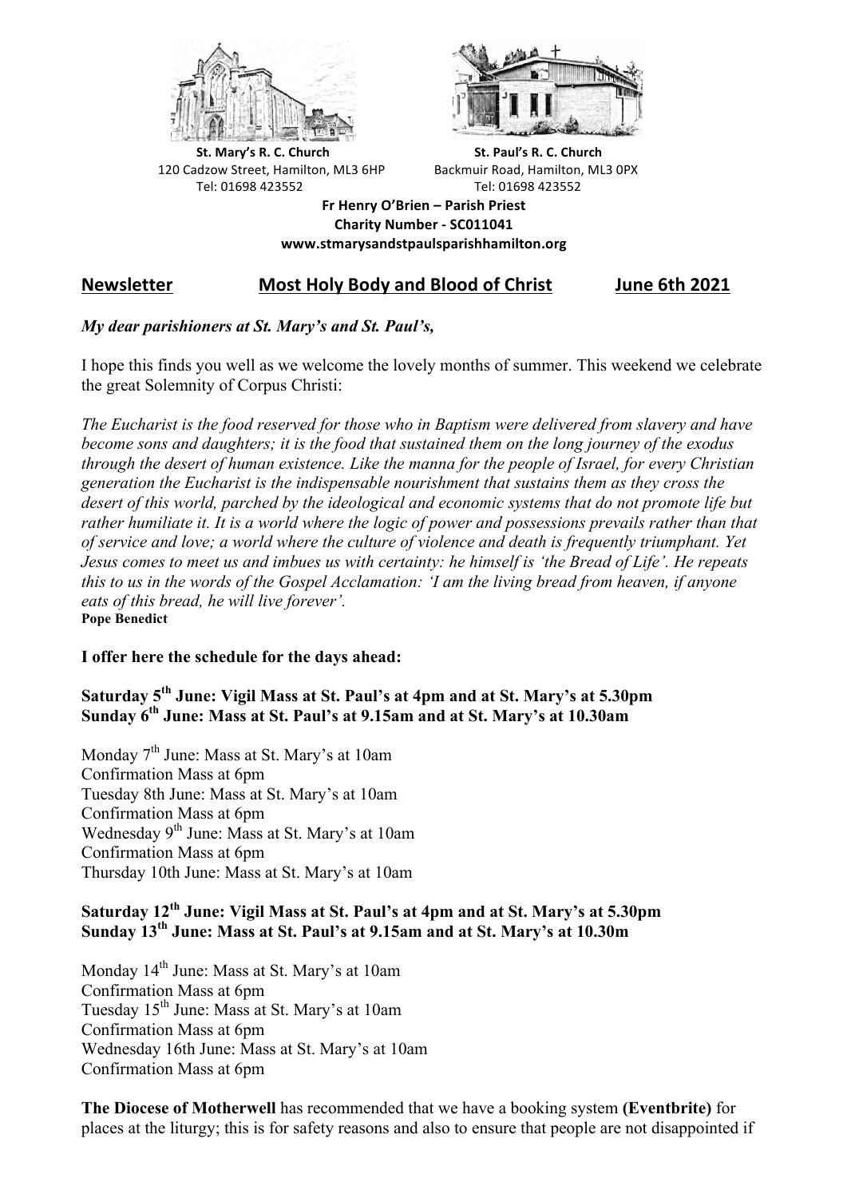**St. Mary's R. C. Church**
120 Cadzow Street, Hamilton, ML3 6HP
Tel: 01698 423552

**St. Paul's R. C. Church**
Backmuir Road, Hamilton, ML3 0PX
Tel: 01698 423552

**Fr Henry O'Brien – Parish Priest**
**Charity Number - SC011041**
**www.stmarysandstpaulsparishhamilton.org**

## Newsletter    Most Holy Body and Blood of Christ    June 6th 2021

***My dear parishioners at St. Mary's and St. Paul's,***

I hope this finds you well as we welcome the lovely months of summer. This weekend we celebrate the great Solemnity of Corpus Christi:

*The Eucharist is the food reserved for those who in Baptism were delivered from slavery and have become sons and daughters; it is the food that sustained them on the long journey of the exodus through the desert of human existence. Like the manna for the people of Israel, for every Christian generation the Eucharist is the indispensable nourishment that sustains them as they cross the desert of this world, parched by the ideological and economic systems that do not promote life but rather humiliate it. It is a world where the logic of power and possessions prevails rather than that of service and love; a world where the culture of violence and death is frequently triumphant. Yet Jesus comes to meet us and imbues us with certainty: he himself is 'the Bread of Life'. He repeats this to us in the words of the Gospel Acclamation: 'I am the living bread from heaven, if anyone eats of this bread, he will live forever'.*
**Pope Benedict**

**I offer here the schedule for the days ahead:**

**Saturday 5th June: Vigil Mass at St. Paul's at 4pm and at St. Mary's at 5.30pm**
**Sunday 6th June: Mass at St. Paul's at 9.15am and at St. Mary's at 10.30am**

Monday 7th June: Mass at St. Mary's at 10am
Confirmation Mass at 6pm
Tuesday 8th June: Mass at St. Mary's at 10am
Confirmation Mass at 6pm
Wednesday 9th June: Mass at St. Mary's at 10am
Confirmation Mass at 6pm
Thursday 10th June: Mass at St. Mary's at 10am

**Saturday 12th June: Vigil Mass at St. Paul's at 4pm and at St. Mary's at 5.30pm**
**Sunday 13th June: Mass at St. Paul's at 9.15am and at St. Mary's at 10.30m**

Monday 14th June: Mass at St. Mary's at 10am
Confirmation Mass at 6pm
Tuesday 15th June: Mass at St. Mary's at 10am
Confirmation Mass at 6pm
Wednesday 16th June: Mass at St. Mary's at 10am
Confirmation Mass at 6pm

**The Diocese of Motherwell** has recommended that we have a booking system **(Eventbrite)** for places at the liturgy; this is for safety reasons and also to ensure that people are not disappointed if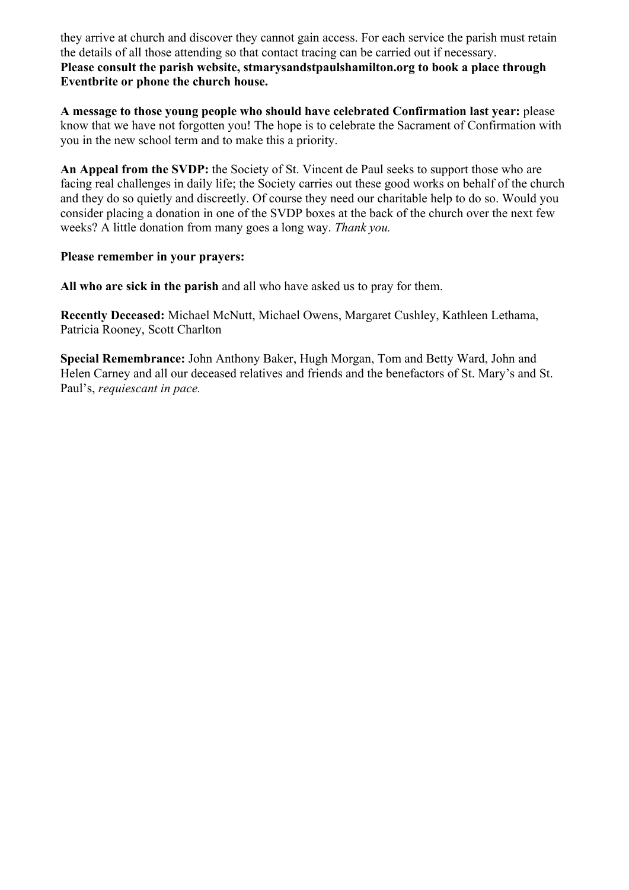they arrive at church and discover they cannot gain access. For each service the parish must retain the details of all those attending so that contact tracing can be carried out if necessary.
**Please consult the parish website, stmarysandstpaulshamilton.org to book a place through Eventbrite or phone the church house.**

**A message to those young people who should have celebrated Confirmation last year:** please know that we have not forgotten you! The hope is to celebrate the Sacrament of Confirmation with you in the new school term and to make this a priority.

**An Appeal from the SVDP:** the Society of St. Vincent de Paul seeks to support those who are facing real challenges in daily life; the Society carries out these good works on behalf of the church and they do so quietly and discreetly. Of course they need our charitable help to do so. Would you consider placing a donation in one of the SVDP boxes at the back of the church over the next few weeks? A little donation from many goes a long way. *Thank you.*

**Please remember in your prayers:**

**All who are sick in the parish** and all who have asked us to pray for them.

**Recently Deceased:** Michael McNutt, Michael Owens, Margaret Cushley, Kathleen Lethama, Patricia Rooney, Scott Charlton

**Special Remembrance:** John Anthony Baker, Hugh Morgan, Tom and Betty Ward, John and Helen Carney and all our deceased relatives and friends and the benefactors of St. Mary's and St. Paul's, *requiescant in pace.*